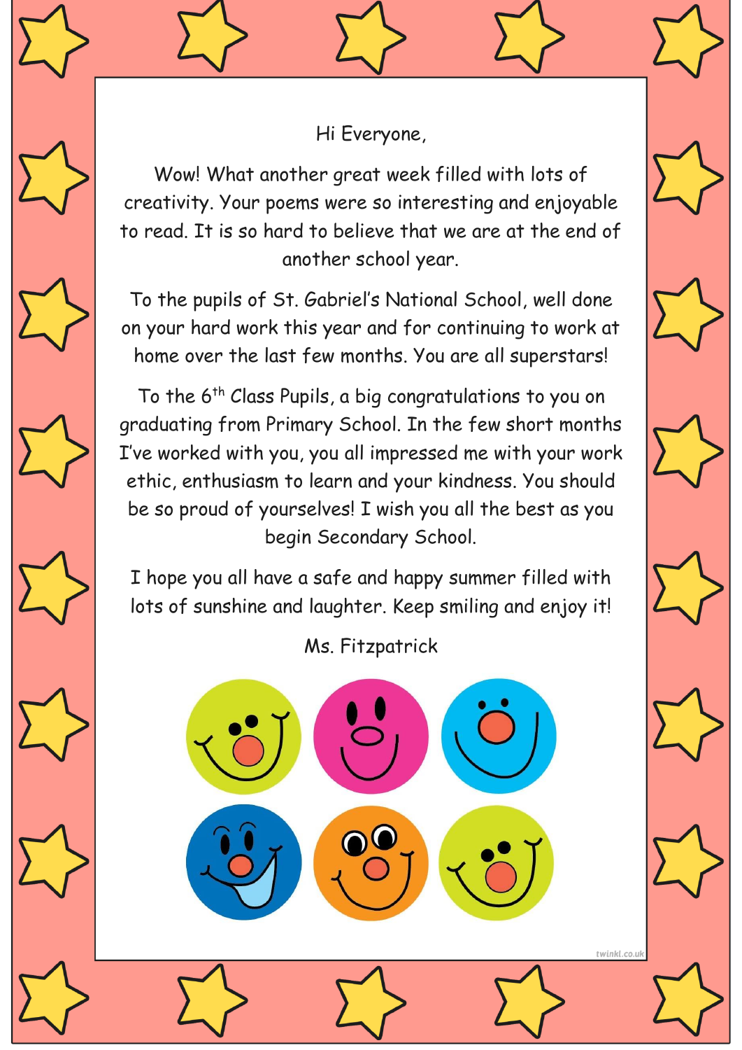Hi Everyone,

Wow! What another great week filled with lots of creativity. Your poems were so interesting and enjoyable to read. It is so hard to believe that we are at the end of another school year.

To the pupils of St. Gabriel's National School, well done on your hard work this year and for continuing to work at home over the last few months. You are all superstars!

To the 6th Class Pupils, a big congratulations to you on graduating from Primary School. In the few short months I've worked with you, you all impressed me with your work ethic, enthusiasm to learn and your kindness. You should be so proud of yourselves! I wish you all the best as you begin Secondary School.

I hope you all have a safe and happy summer filled with lots of sunshine and laughter. Keep smiling and enjoy it!

Ms. Fitzpatrick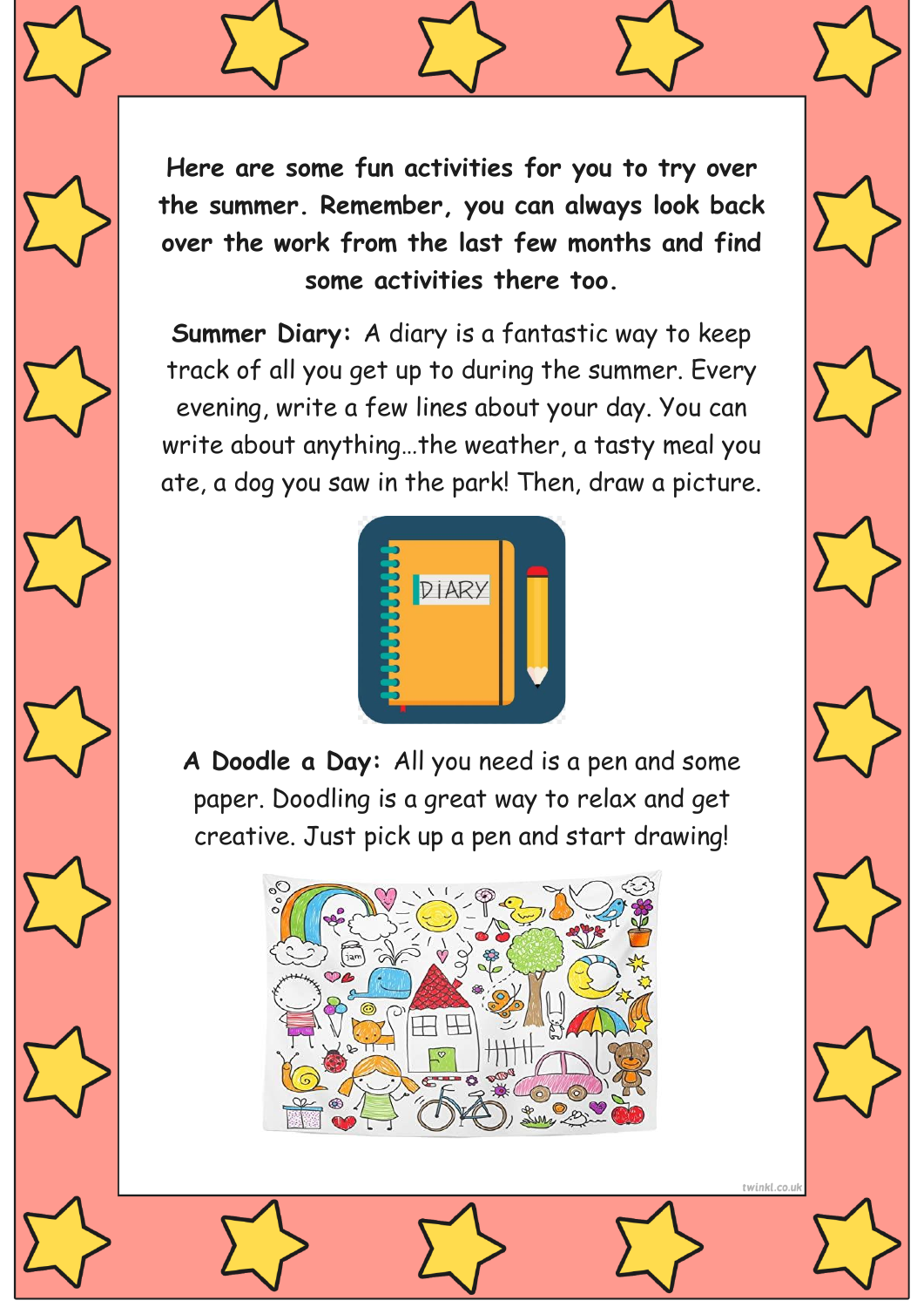**Here are some fun activities for you to try over the summer. Remember, you can always look back over the work from the last few months and find some activities there too.**

**Summer Diary:** A diary is a fantastic way to keep track of all you get up to during the summer. Every evening, write a few lines about your day. You can write about anything…the weather, a tasty meal you ate, a dog you saw in the park! Then, draw a picture.

**A Doodle a Day:** All you need is a pen and some paper. Doodling is a great way to relax and get creative. Just pick up a pen and start drawing!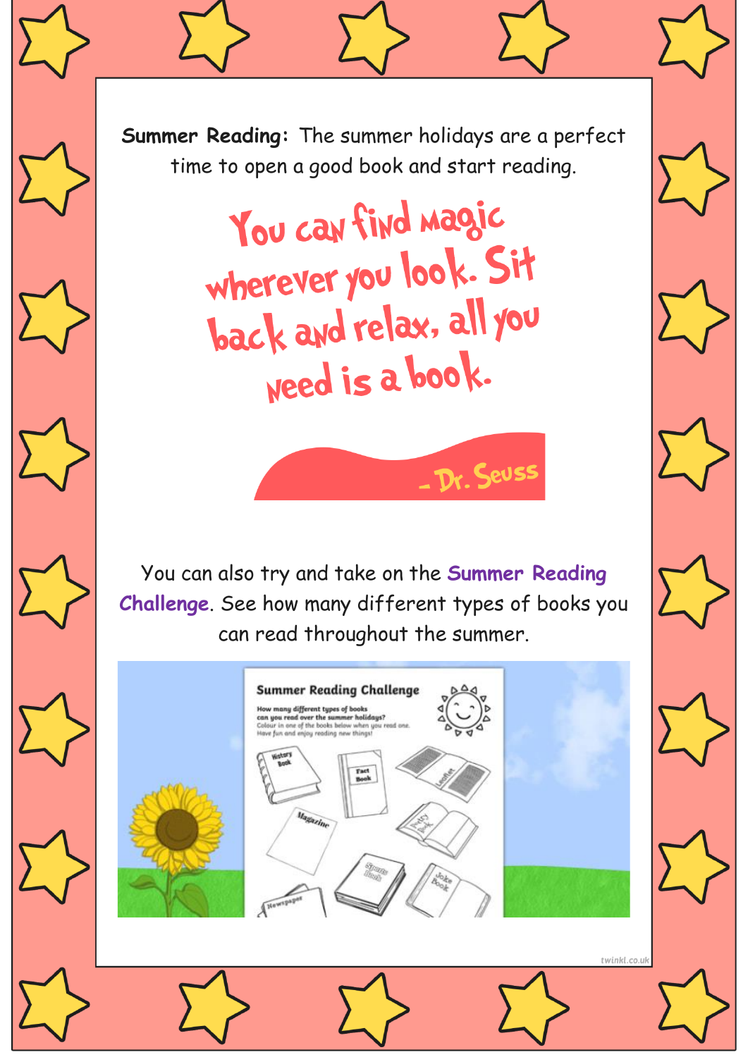**Summer Reading:** The summer holidays are a perfect time to open a good book and start reading.

You can find magic wherever you look. Sit back and relax, all you need is a book.

– Dr. Seuss

You can also try and take on the **Summer Reading Challenge**. See how many different types of books you can read throughout the summer.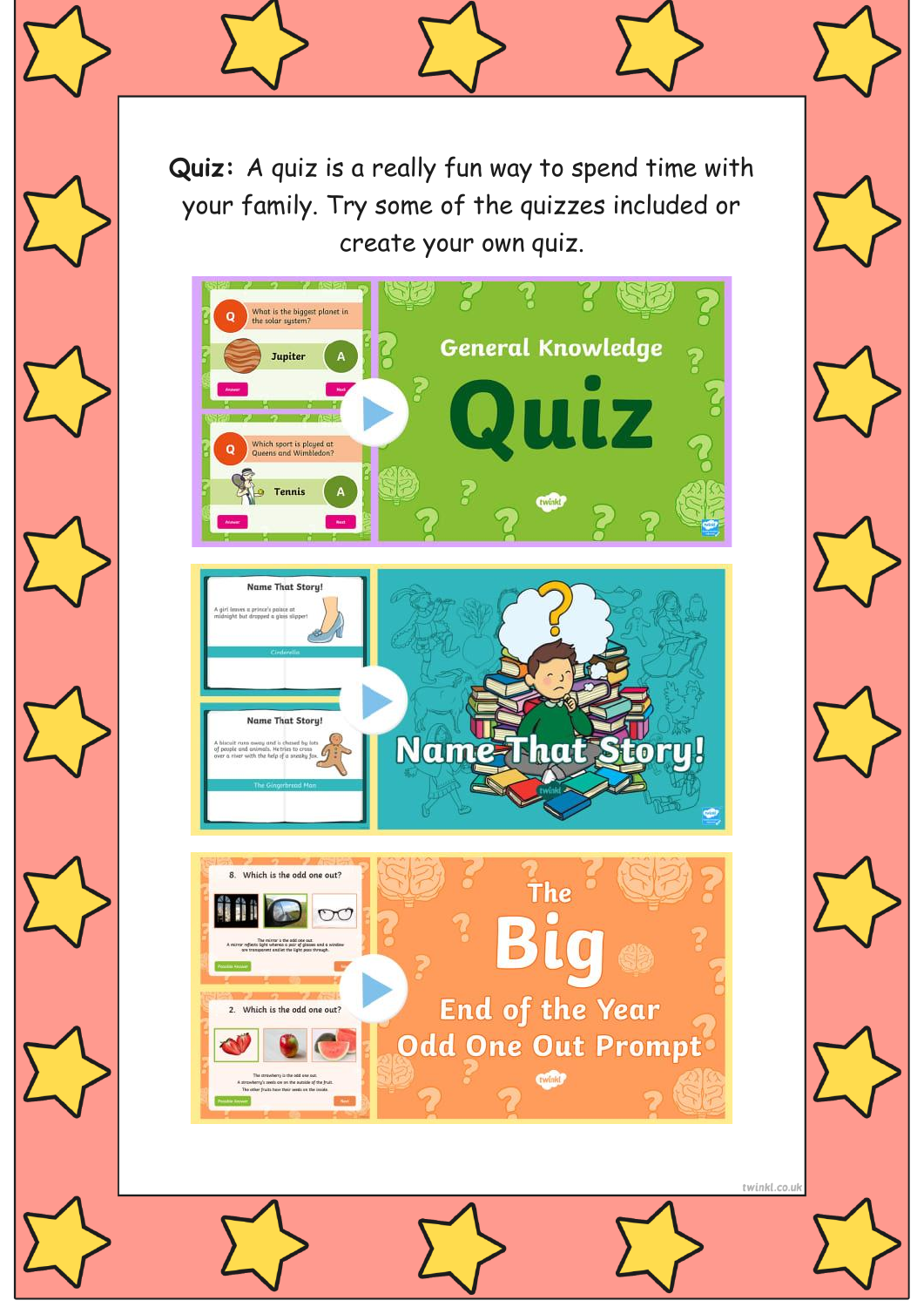**Quiz:** A quiz is a really fun way to spend time with your family. Try some of the quizzes included or create your own quiz.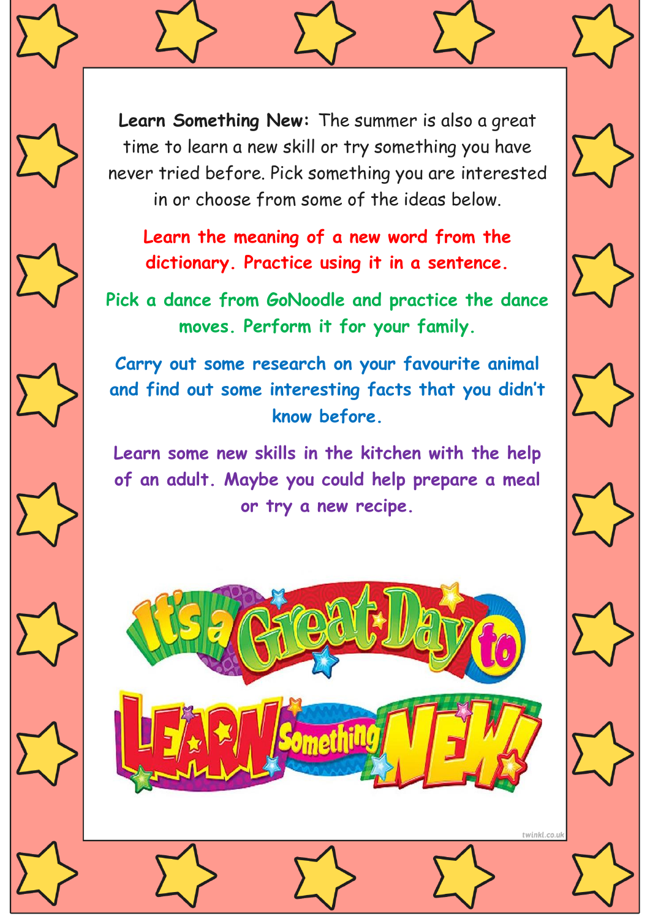**Learn Something New:** The summer is also a great time to learn a new skill or try something you have never tried before. Pick something you are interested in or choose from some of the ideas below.

**Learn the meaning of a new word from the dictionary. Practice using it in a sentence.**

**Pick a dance from GoNoodle and practice the dance moves. Perform it for your family.**

**Carry out some research on your favourite animal and find out some interesting facts that you didn't know before.**

**Learn some new skills in the kitchen with the help of an adult. Maybe you could help prepare a meal or try a new recipe.**

It's a Great Day to LEARN Something NEW!